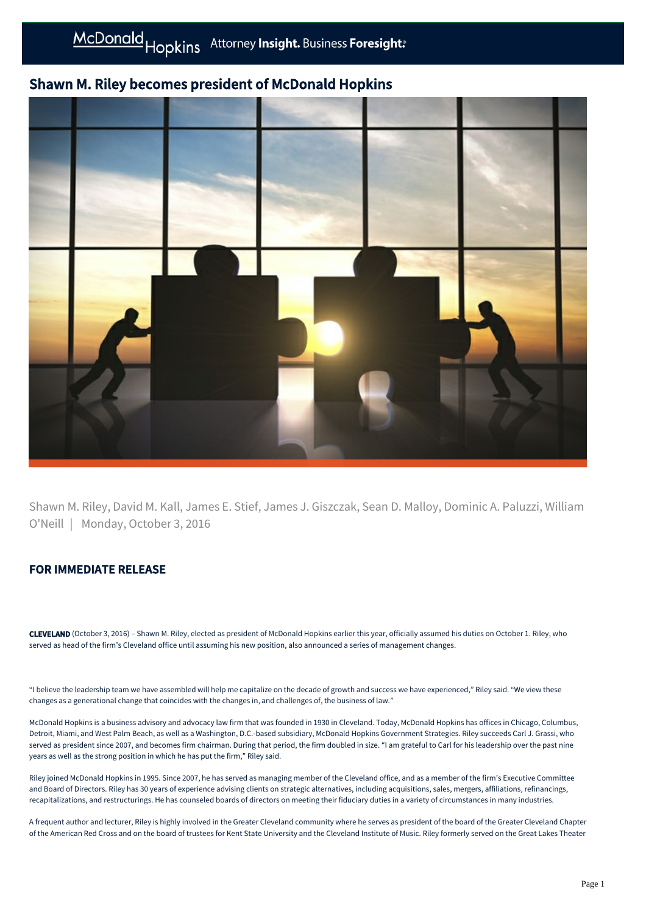# Shawn M. Riley becomes president of McDonald Hopkins

Shawn M. Riley, David M. Kall, James E. Stief, James J. Giszczak, Sean D. Malloy, Dominic A. Paluzzi, William O'Neill | Monday, October 3, 2016

## FOR IMMEDIATE RELEASE

**CLEVELAND** (October 3, 2016) – Shawn M. Riley, elected as president of McDonald Hopkins earlier this year, officially assumed his duties on October 1. Riley, who served as head of the firm's Cleveland office until assuming his new position, also announced a series of management changes.

"I believe the leadership team we have assembled will help me capitalize on the decade of growth and success we have experienced," Riley said. "We view these changes as a generational change that coincides with the changes in, and challenges of, the business of law."

McDonald Hopkins is a business advisory and advocacy law firm that was founded in 1930 in Cleveland. Today, McDonald Hopkins has offices in Chicago, Columbus, Detroit, Miami, and West Palm Beach, as well as a Washington, D.C.-based subsidiary, McDonald Hopkins Government Strategies. Riley succeeds Carl J. Grassi, who served as president since 2007, and becomes firm chairman. During that period, the firm doubled in size. "I am grateful to Carl for his leadership over the past nine years as well as the strong position in which he has put the firm," Riley said.

Riley joined McDonald Hopkins in 1995. Since 2007, he has served as managing member of the Cleveland office, and as a member of the firm's Executive Committee and Board of Directors. Riley has 30 years of experience advising clients on strategic alternatives, including acquisitions, sales, mergers, affiliations, refinancings, recapitalizations, and restructurings. He has counseled boards of directors on meeting their fiduciary duties in a variety of circumstances in many industries.

A frequent author and lecturer, Riley is highly involved in the Greater Cleveland community where he serves as president of the board of the Greater Cleveland Chapter of the American Red Cross and on the board of trustees for Kent State University and the Cleveland Institute of Music. Riley formerly served on the Great Lakes Theater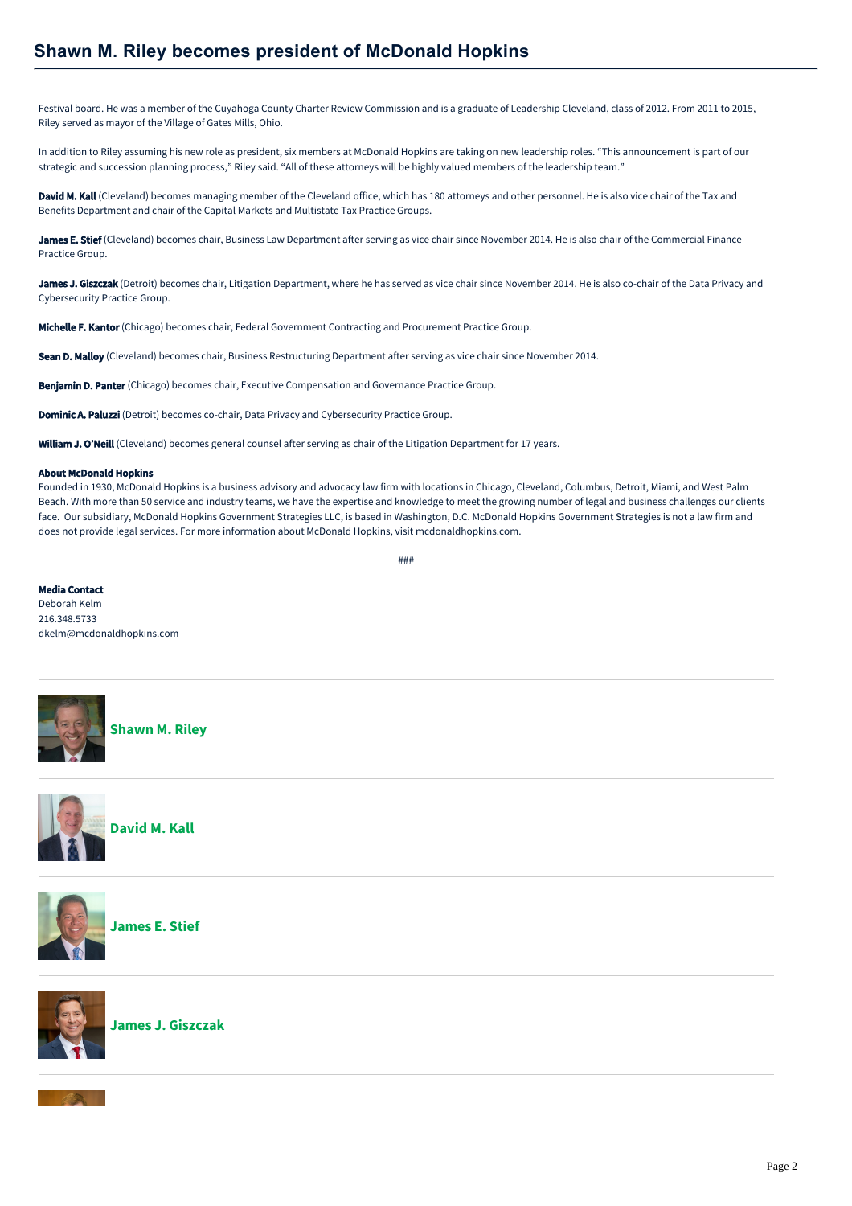Festival board. He was a member of the Cuyahoga County Charter Review Commission and is a graduate of Leadership Cleveland, class of 2012. From 2011 to 2015, Riley served as mayor of the Village of Gates Mills, Ohio.

In addition to Riley assuming his new role as president, six members at McDonald Hopkins are taking on new leadership roles. "This announcement is part of our strategic and succession planning process," Riley said. "All of these attorneys will be highly valued members of the leadership team."

**David M. Kall** (Cleveland) becomes managing member of the Cleveland office, which has 180 attorneys and other personnel. He is also vice chair of the Tax and Benefits Department and chair of the Capital Markets and Multistate Tax Practice Groups.

**James E. Stief** (Cleveland) becomes chair, Business Law Department after serving as vice chair since November 2014. He is also chair of the Commercial Finance Practice Group.

**James J. Giszczak** (Detroit) becomes chair, Litigation Department, where he has served as vice chair since November 2014. He is also co-chair of the Data Privacy and Cybersecurity Practice Group.

**Michelle F. Kantor** (Chicago) becomes chair, Federal Government Contracting and Procurement Practice Group.

**Sean D. Malloy** (Cleveland) becomes chair, Business Restructuring Department after serving as vice chair since November 2014.

**Benjamin D. Panter** (Chicago) becomes chair, Executive Compensation and Governance Practice Group.

**Dominic A. Paluzzi** (Detroit) becomes co-chair, Data Privacy and Cybersecurity Practice Group.

**William J. O'Neill** (Cleveland) becomes general counsel after serving as chair of the Litigation Department for 17 years.

**About McDonald Hopkins**
Founded in 1930, McDonald Hopkins is a business advisory and advocacy law firm with locations in Chicago, Cleveland, Columbus, Detroit, Miami, and West Palm Beach. With more than 50 service and industry teams, we have the expertise and knowledge to meet the growing number of legal and business challenges our clients face. Our subsidiary, McDonald Hopkins Government Strategies LLC, is based in Washington, D.C. McDonald Hopkins Government Strategies is not a law firm and does not provide legal services. For more information about McDonald Hopkins, visit mcdonaldhopkins.com.

###

**Media Contact**
Deborah Kelm
216.348.5733
dkelm@mcdonaldhopkins.com

**Shawn M. Riley**

**David M. Kall**

**James E. Stief**

**James J. Giszczak**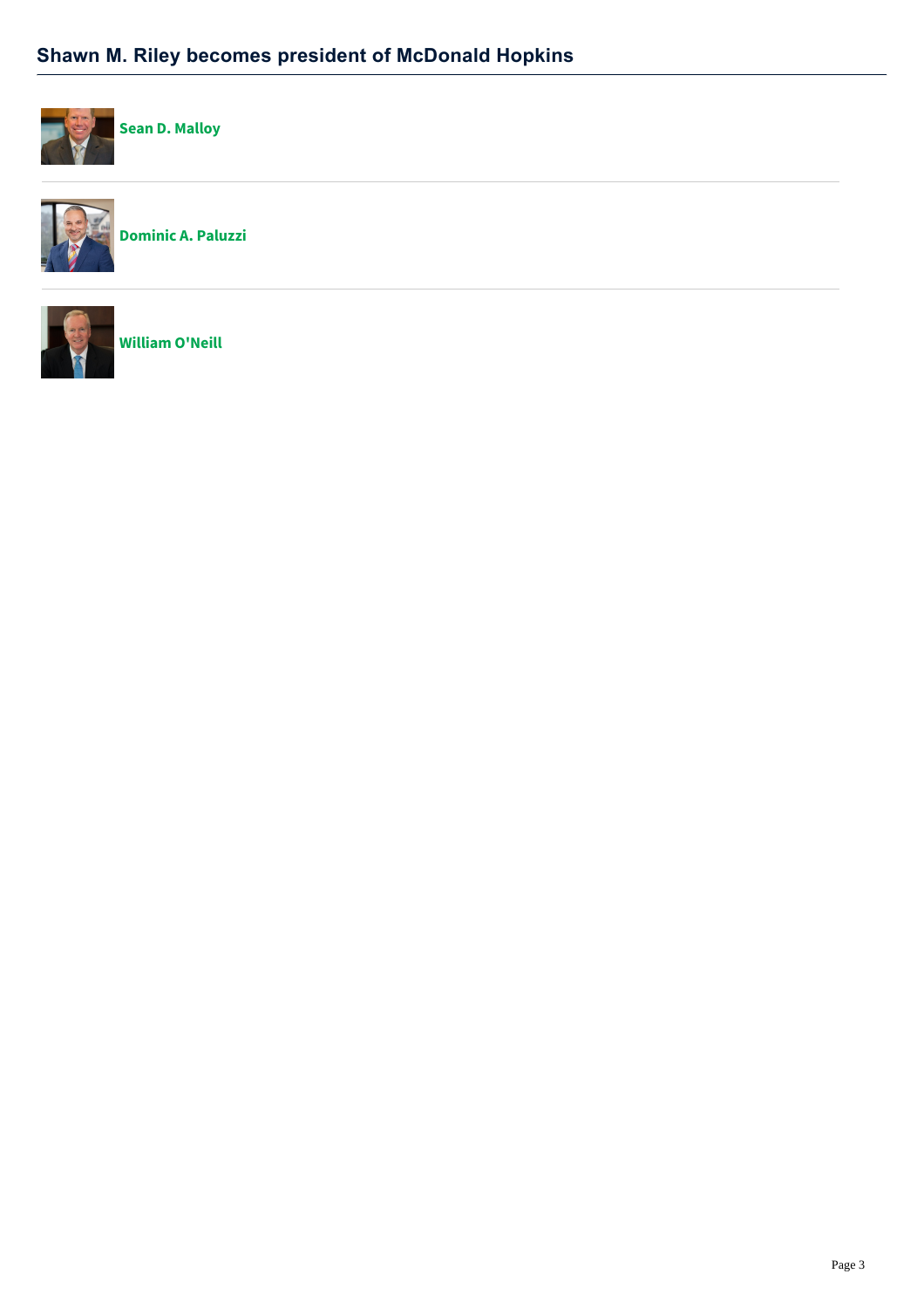**Sean D. Malloy**

---

**Dominic A. Paluzzi**

---

**William O'Neill**